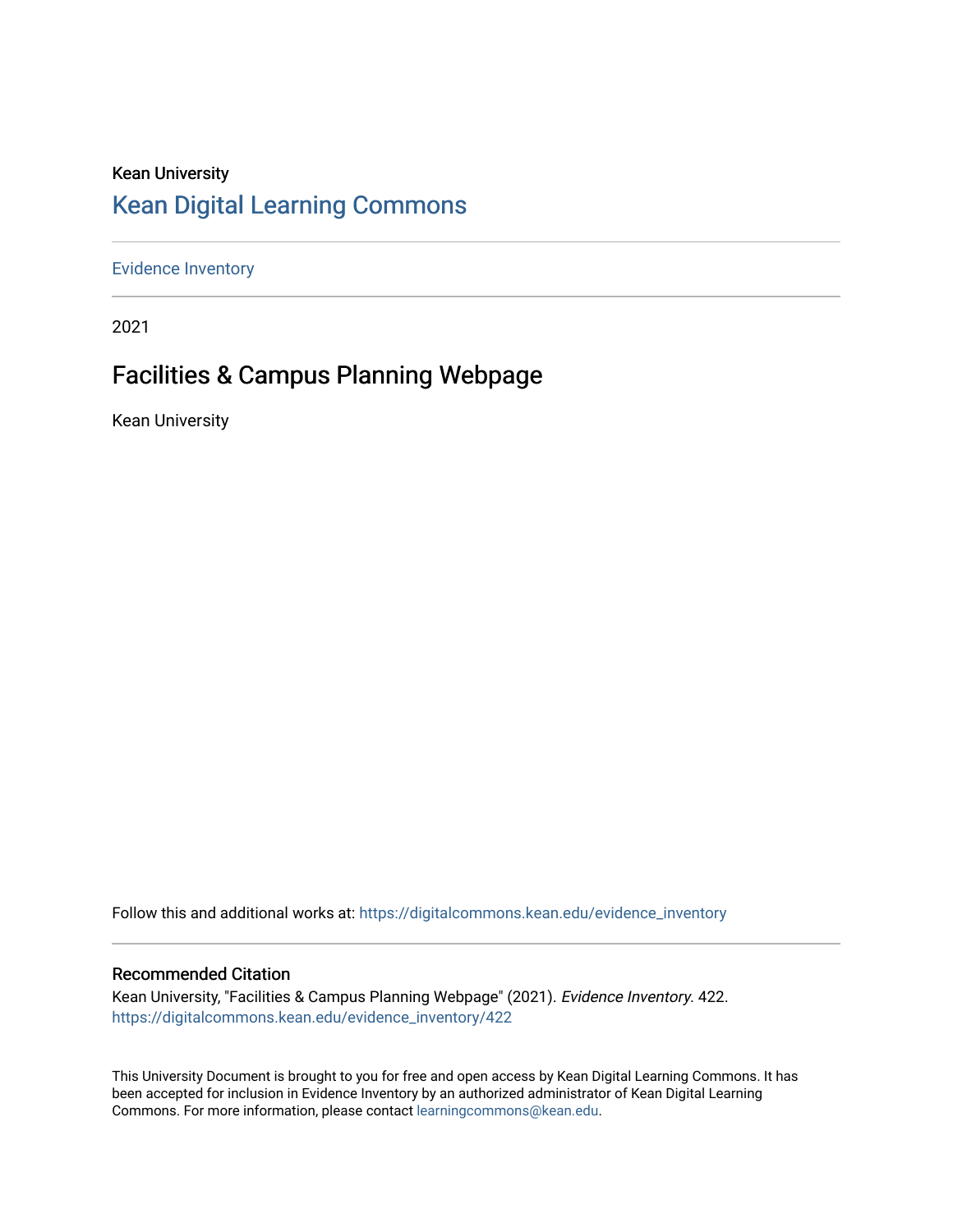Kean University

# Kean Digital Learning Commons

Evidence Inventory

2021

## Facilities & Campus Planning Webpage

Kean University

Follow this and additional works at: https://digitalcommons.kean.edu/evidence_inventory

### Recommended Citation

Kean University, "Facilities & Campus Planning Webpage" (2021). *Evidence Inventory*. 422.
https://digitalcommons.kean.edu/evidence_inventory/422

This University Document is brought to you for free and open access by Kean Digital Learning Commons. It has been accepted for inclusion in Evidence Inventory by an authorized administrator of Kean Digital Learning Commons. For more information, please contact learningcommons@kean.edu.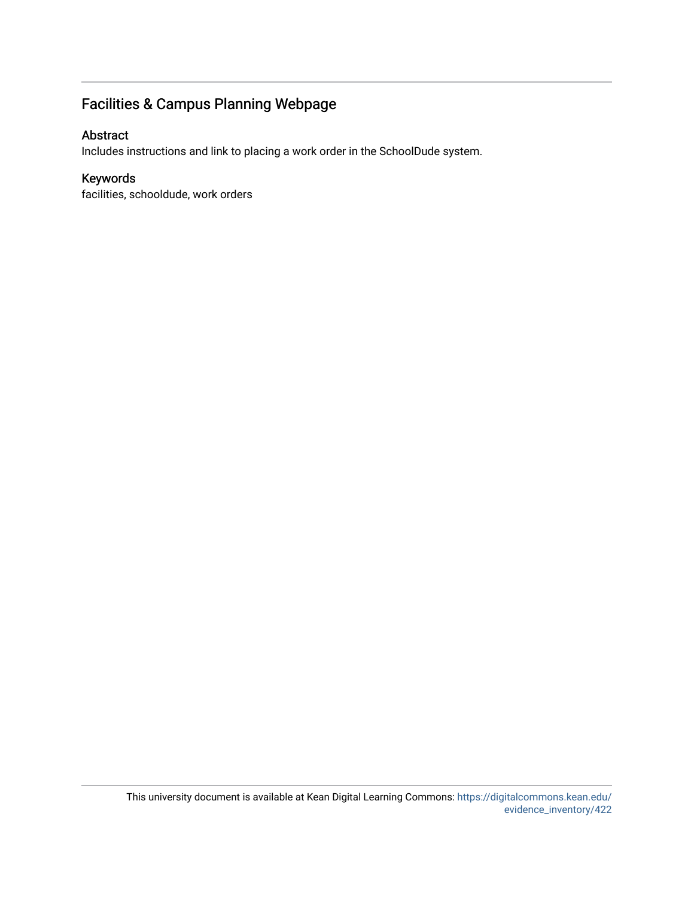## Facilities & Campus Planning Webpage

### Abstract

Includes instructions and link to placing a work order in the SchoolDude system.

### Keywords

facilities, schooldude, work orders

This university document is available at Kean Digital Learning Commons: https://digitalcommons.kean.edu/evidence_inventory/422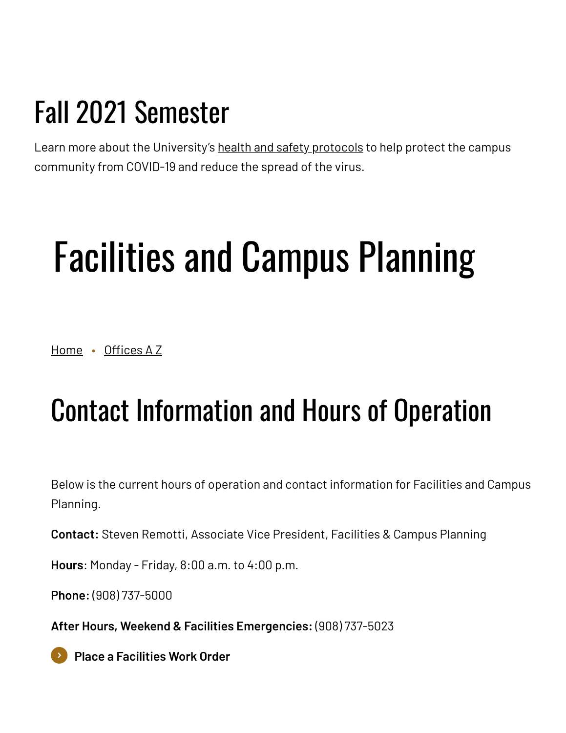## Fall 2021 Semester

Learn more about the University's health and safety protocols to help protect the campus community from COVID-19 and reduce the spread of the virus.

# Facilities and Campus Planning

Home • Offices A Z

## Contact Information and Hours of Operation

Below is the current hours of operation and contact information for Facilities and Campus Planning.

**Contact:** Steven Remotti, Associate Vice President, Facilities & Campus Planning

**Hours**: Monday - Friday, 8:00 a.m. to 4:00 p.m.

**Phone:** (908) 737-5000

**After Hours, Weekend & Facilities Emergencies:** (908) 737-5023

**Place a Facilities Work Order**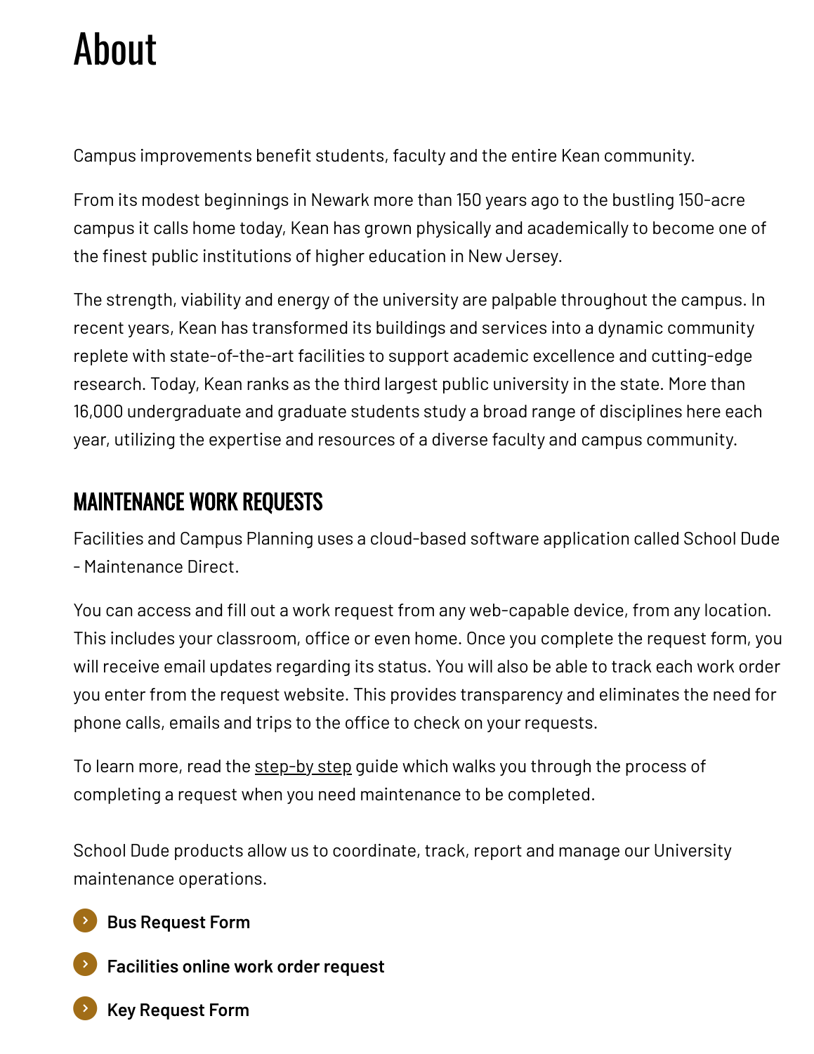# About

Campus improvements benefit students, faculty and the entire Kean community.

From its modest beginnings in Newark more than 150 years ago to the bustling 150-acre campus it calls home today, Kean has grown physically and academically to become one of the finest public institutions of higher education in New Jersey.

The strength, viability and energy of the university are palpable throughout the campus. In recent years, Kean has transformed its buildings and services into a dynamic community replete with state-of-the-art facilities to support academic excellence and cutting-edge research. Today, Kean ranks as the third largest public university in the state. More than 16,000 undergraduate and graduate students study a broad range of disciplines here each year, utilizing the expertise and resources of a diverse faculty and campus community.

## MAINTENANCE WORK REQUESTS

Facilities and Campus Planning uses a cloud-based software application called School Dude - Maintenance Direct.

You can access and fill out a work request from any web-capable device, from any location. This includes your classroom, office or even home. Once you complete the request form, you will receive email updates regarding its status. You will also be able to track each work order you enter from the request website. This provides transparency and eliminates the need for phone calls, emails and trips to the office to check on your requests.

To learn more, read the step-by step guide which walks you through the process of completing a request when you need maintenance to be completed.

School Dude products allow us to coordinate, track, report and manage our University maintenance operations.

- **Bus Request Form**
- **Facilities online work order request**
- **Key Request Form**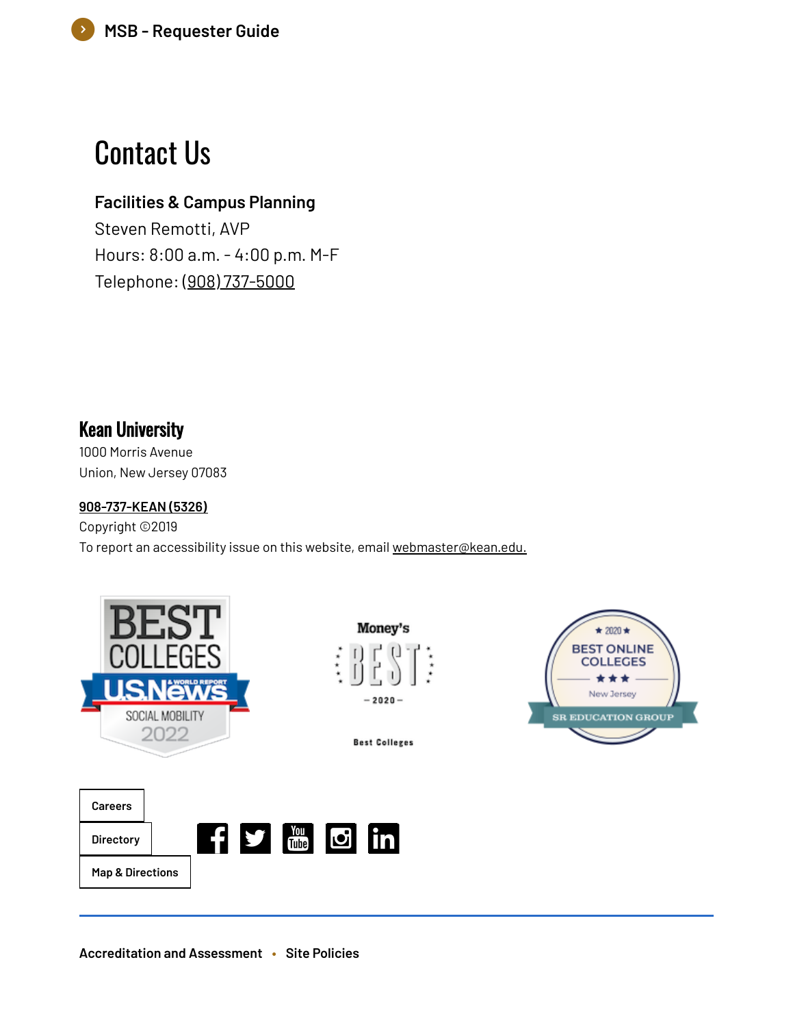MSB - Requester Guide

# Contact Us

**Facilities & Campus Planning**

Steven Remotti, AVP

Hours: 8:00 a.m. - 4:00 p.m. M-F

Telephone: (908) 737-5000

**Kean University**

1000 Morris Avenue

Union, New Jersey 07083

908-737-KEAN (5326)

Copyright ©2019

To report an accessibility issue on this website, email webmaster@kean.edu.

BEST COLLEGES U.S.News & WORLD REPORT SOCIAL MOBILITY 2022

Money's BEST 2020 Best Colleges

2020 BEST ONLINE COLLEGES New Jersey SR EDUCATION GROUP

Careers

Directory

Map & Directions

Accreditation and Assessment • Site Policies